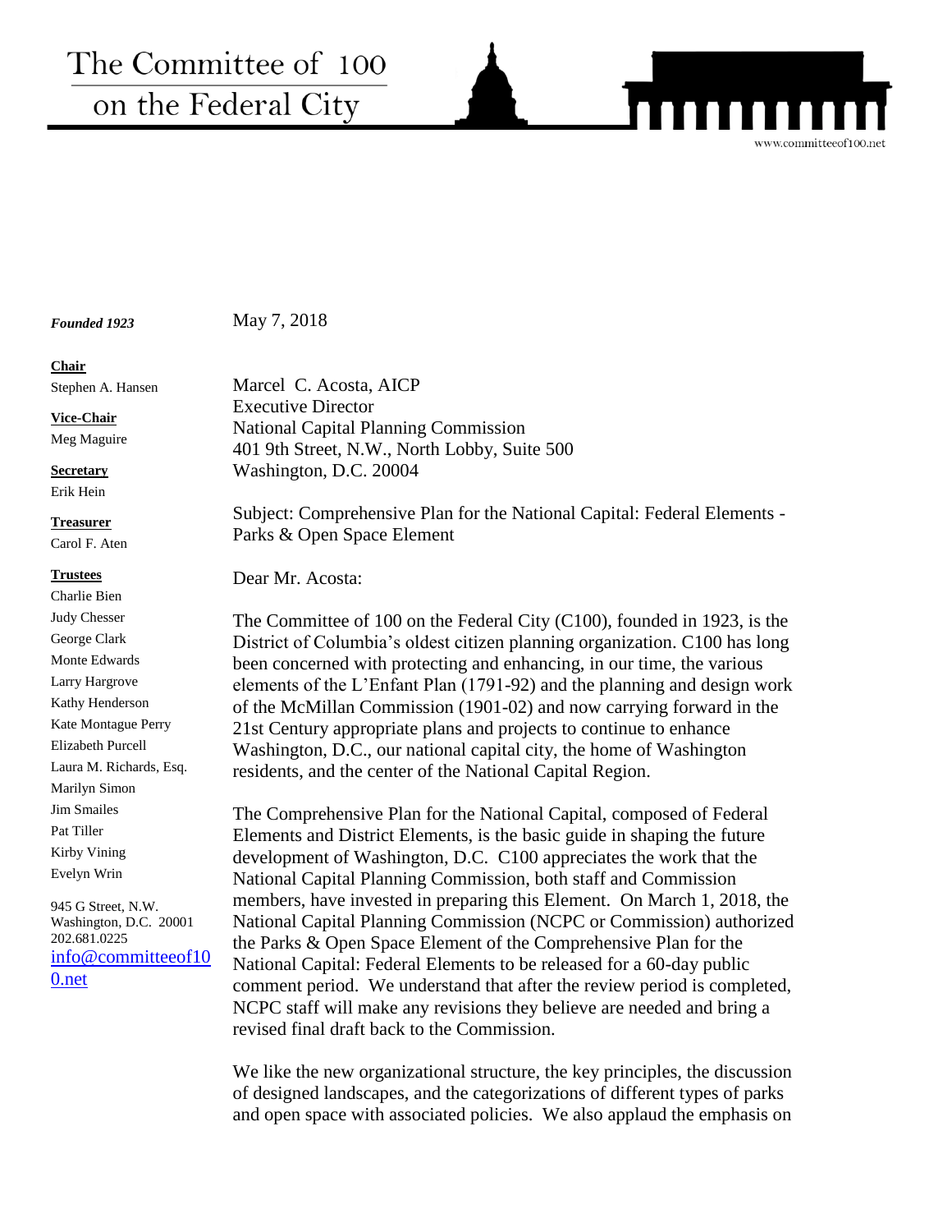# The Committee of 100 on the Federal City

www.committeeof100.net

*Founded 1923*

**Chair**
Stephen A. Hansen

**Vice-Chair**
Meg Maguire

**Secretary**
Erik Hein

**Treasurer**
Carol F. Aten

**Trustees**
Charlie Bien
Judy Chesser
George Clark
Monte Edwards
Larry Hargrove
Kathy Henderson
Kate Montague Perry
Elizabeth Purcell
Laura M. Richards, Esq.
Marilyn Simon
Jim Smailes
Pat Tiller
Kirby Vining
Evelyn Wrin

945 G Street, N.W.
Washington, D.C. 20001
202.681.0225
info@committeeof100.net

May 7, 2018

Marcel C. Acosta, AICP
Executive Director
National Capital Planning Commission
401 9th Street, N.W., North Lobby, Suite 500
Washington, D.C. 20004

Subject: Comprehensive Plan for the National Capital: Federal Elements - Parks & Open Space Element

Dear Mr. Acosta:

The Committee of 100 on the Federal City (C100), founded in 1923, is the District of Columbia's oldest citizen planning organization. C100 has long been concerned with protecting and enhancing, in our time, the various elements of the L'Enfant Plan (1791-92) and the planning and design work of the McMillan Commission (1901-02) and now carrying forward in the 21st Century appropriate plans and projects to continue to enhance Washington, D.C., our national capital city, the home of Washington residents, and the center of the National Capital Region.

The Comprehensive Plan for the National Capital, composed of Federal Elements and District Elements, is the basic guide in shaping the future development of Washington, D.C. C100 appreciates the work that the National Capital Planning Commission, both staff and Commission members, have invested in preparing this Element. On March 1, 2018, the National Capital Planning Commission (NCPC or Commission) authorized the Parks & Open Space Element of the Comprehensive Plan for the National Capital: Federal Elements to be released for a 60-day public comment period. We understand that after the review period is completed, NCPC staff will make any revisions they believe are needed and bring a revised final draft back to the Commission.

We like the new organizational structure, the key principles, the discussion of designed landscapes, and the categorizations of different types of parks and open space with associated policies. We also applaud the emphasis on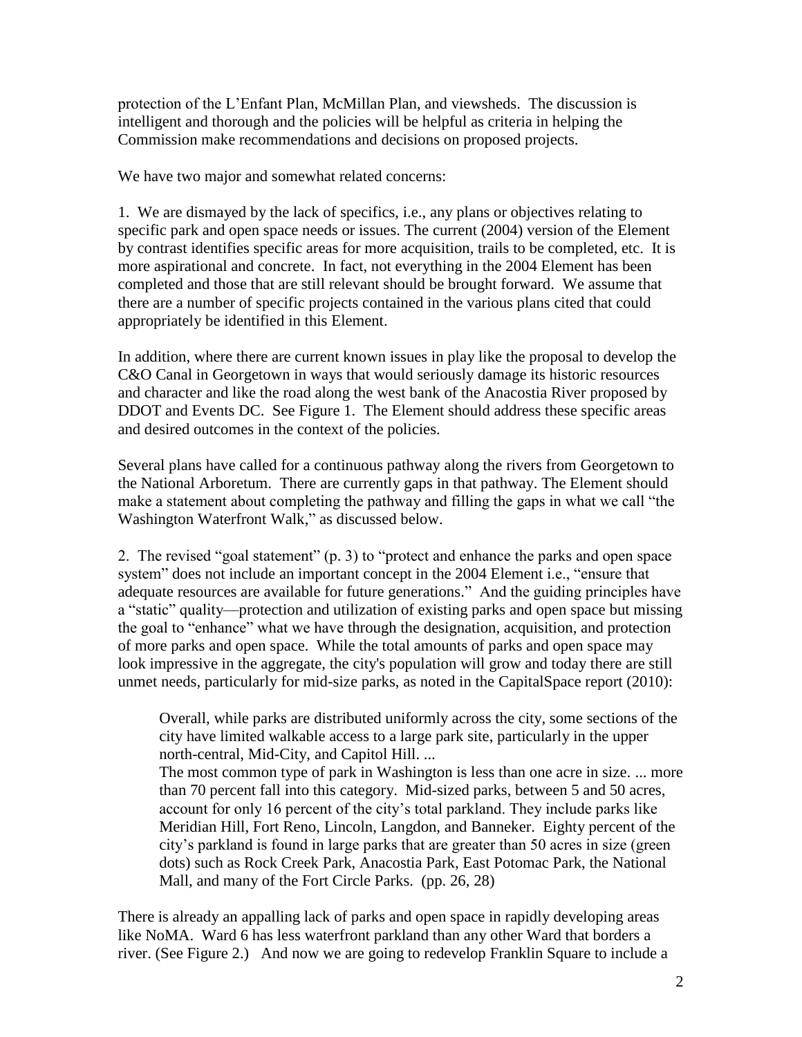protection of the L'Enfant Plan, McMillan Plan, and viewsheds. The discussion is intelligent and thorough and the policies will be helpful as criteria in helping the Commission make recommendations and decisions on proposed projects.

We have two major and somewhat related concerns:

1. We are dismayed by the lack of specifics, i.e., any plans or objectives relating to specific park and open space needs or issues. The current (2004) version of the Element by contrast identifies specific areas for more acquisition, trails to be completed, etc. It is more aspirational and concrete. In fact, not everything in the 2004 Element has been completed and those that are still relevant should be brought forward. We assume that there are a number of specific projects contained in the various plans cited that could appropriately be identified in this Element.

In addition, where there are current known issues in play like the proposal to develop the C&O Canal in Georgetown in ways that would seriously damage its historic resources and character and like the road along the west bank of the Anacostia River proposed by DDOT and Events DC. See Figure 1. The Element should address these specific areas and desired outcomes in the context of the policies.

Several plans have called for a continuous pathway along the rivers from Georgetown to the National Arboretum. There are currently gaps in that pathway. The Element should make a statement about completing the pathway and filling the gaps in what we call "the Washington Waterfront Walk," as discussed below.

2. The revised "goal statement" (p. 3) to "protect and enhance the parks and open space system" does not include an important concept in the 2004 Element i.e., "ensure that adequate resources are available for future generations." And the guiding principles have a "static" quality—protection and utilization of existing parks and open space but missing the goal to "enhance" what we have through the designation, acquisition, and protection of more parks and open space. While the total amounts of parks and open space may look impressive in the aggregate, the city's population will grow and today there are still unmet needs, particularly for mid-size parks, as noted in the CapitalSpace report (2010):

> Overall, while parks are distributed uniformly across the city, some sections of the city have limited walkable access to a large park site, particularly in the upper north-central, Mid-City, and Capitol Hill. ...
> The most common type of park in Washington is less than one acre in size. ... more than 70 percent fall into this category. Mid-sized parks, between 5 and 50 acres, account for only 16 percent of the city's total parkland. They include parks like Meridian Hill, Fort Reno, Lincoln, Langdon, and Banneker. Eighty percent of the city's parkland is found in large parks that are greater than 50 acres in size (green dots) such as Rock Creek Park, Anacostia Park, East Potomac Park, the National Mall, and many of the Fort Circle Parks. (pp. 26, 28)

There is already an appalling lack of parks and open space in rapidly developing areas like NoMA. Ward 6 has less waterfront parkland than any other Ward that borders a river. (See Figure 2.) And now we are going to redevelop Franklin Square to include a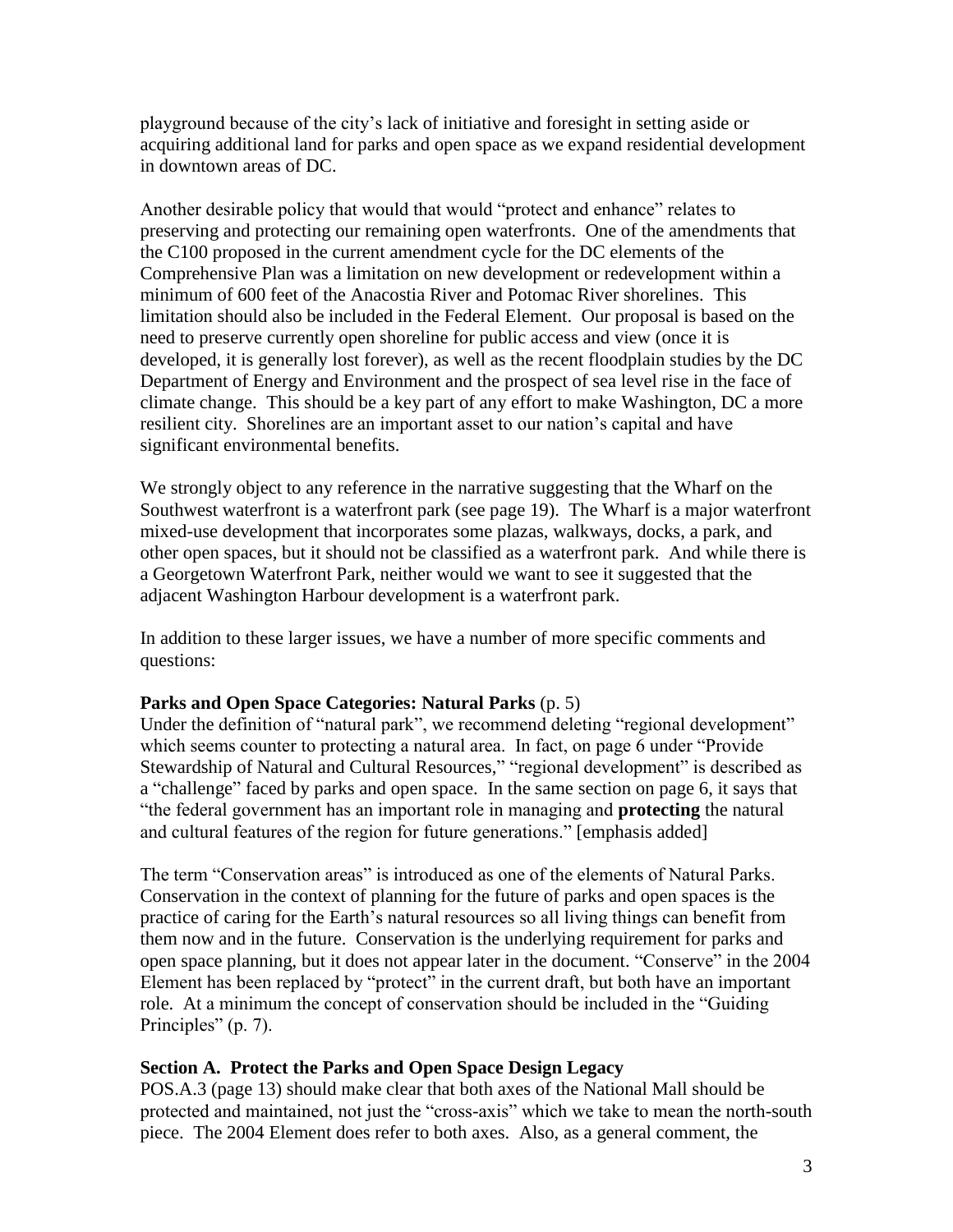playground because of the city's lack of initiative and foresight in setting aside or acquiring additional land for parks and open space as we expand residential development in downtown areas of DC.

Another desirable policy that would that would "protect and enhance" relates to preserving and protecting our remaining open waterfronts. One of the amendments that the C100 proposed in the current amendment cycle for the DC elements of the Comprehensive Plan was a limitation on new development or redevelopment within a minimum of 600 feet of the Anacostia River and Potomac River shorelines. This limitation should also be included in the Federal Element. Our proposal is based on the need to preserve currently open shoreline for public access and view (once it is developed, it is generally lost forever), as well as the recent floodplain studies by the DC Department of Energy and Environment and the prospect of sea level rise in the face of climate change. This should be a key part of any effort to make Washington, DC a more resilient city. Shorelines are an important asset to our nation's capital and have significant environmental benefits.

We strongly object to any reference in the narrative suggesting that the Wharf on the Southwest waterfront is a waterfront park (see page 19). The Wharf is a major waterfront mixed-use development that incorporates some plazas, walkways, docks, a park, and other open spaces, but it should not be classified as a waterfront park. And while there is a Georgetown Waterfront Park, neither would we want to see it suggested that the adjacent Washington Harbour development is a waterfront park.

In addition to these larger issues, we have a number of more specific comments and questions:

**Parks and Open Space Categories: Natural Parks** (p. 5)
Under the definition of "natural park", we recommend deleting "regional development" which seems counter to protecting a natural area. In fact, on page 6 under "Provide Stewardship of Natural and Cultural Resources," "regional development" is described as a "challenge" faced by parks and open space. In the same section on page 6, it says that "the federal government has an important role in managing and **protecting** the natural and cultural features of the region for future generations." [emphasis added]

The term "Conservation areas" is introduced as one of the elements of Natural Parks. Conservation in the context of planning for the future of parks and open spaces is the practice of caring for the Earth's natural resources so all living things can benefit from them now and in the future. Conservation is the underlying requirement for parks and open space planning, but it does not appear later in the document. "Conserve" in the 2004 Element has been replaced by "protect" in the current draft, but both have an important role. At a minimum the concept of conservation should be included in the "Guiding Principles" (p. 7).

**Section A. Protect the Parks and Open Space Design Legacy**
POS.A.3 (page 13) should make clear that both axes of the National Mall should be protected and maintained, not just the "cross-axis" which we take to mean the north-south piece. The 2004 Element does refer to both axes. Also, as a general comment, the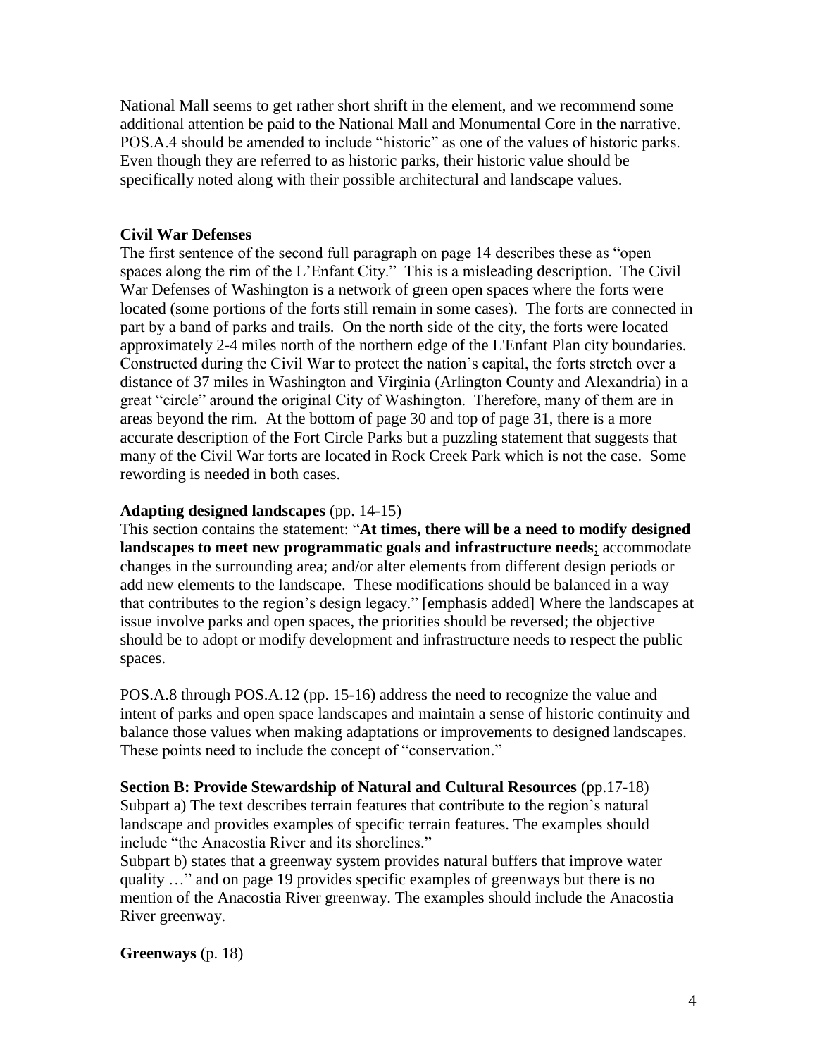National Mall seems to get rather short shrift in the element, and we recommend some additional attention be paid to the National Mall and Monumental Core in the narrative. POS.A.4 should be amended to include "historic" as one of the values of historic parks. Even though they are referred to as historic parks, their historic value should be specifically noted along with their possible architectural and landscape values.

**Civil War Defenses**

The first sentence of the second full paragraph on page 14 describes these as "open spaces along the rim of the L'Enfant City." This is a misleading description. The Civil War Defenses of Washington is a network of green open spaces where the forts were located (some portions of the forts still remain in some cases). The forts are connected in part by a band of parks and trails. On the north side of the city, the forts were located approximately 2-4 miles north of the northern edge of the L'Enfant Plan city boundaries. Constructed during the Civil War to protect the nation's capital, the forts stretch over a distance of 37 miles in Washington and Virginia (Arlington County and Alexandria) in a great "circle" around the original City of Washington. Therefore, many of them are in areas beyond the rim. At the bottom of page 30 and top of page 31, there is a more accurate description of the Fort Circle Parks but a puzzling statement that suggests that many of the Civil War forts are located in Rock Creek Park which is not the case. Some rewording is needed in both cases.

**Adapting designed landscapes** (pp. 14-15)

This section contains the statement: "**At times, there will be a need to modify designed landscapes to meet new programmatic goals and infrastructure needs**; accommodate changes in the surrounding area; and/or alter elements from different design periods or add new elements to the landscape. These modifications should be balanced in a way that contributes to the region's design legacy." [emphasis added] Where the landscapes at issue involve parks and open spaces, the priorities should be reversed; the objective should be to adopt or modify development and infrastructure needs to respect the public spaces.

POS.A.8 through POS.A.12 (pp. 15-16) address the need to recognize the value and intent of parks and open space landscapes and maintain a sense of historic continuity and balance those values when making adaptations or improvements to designed landscapes. These points need to include the concept of "conservation."

**Section B: Provide Stewardship of Natural and Cultural Resources** (pp.17-18)

Subpart a) The text describes terrain features that contribute to the region's natural landscape and provides examples of specific terrain features. The examples should include "the Anacostia River and its shorelines."

Subpart b) states that a greenway system provides natural buffers that improve water quality …" and on page 19 provides specific examples of greenways but there is no mention of the Anacostia River greenway. The examples should include the Anacostia River greenway.

**Greenways** (p. 18)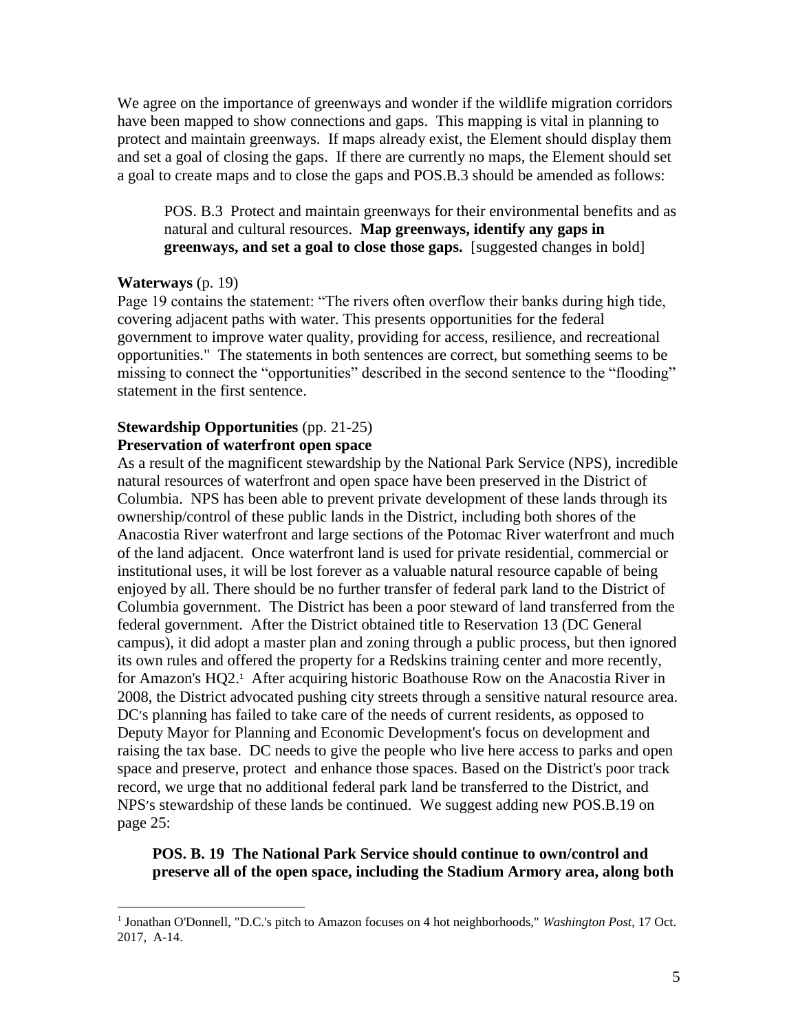We agree on the importance of greenways and wonder if the wildlife migration corridors have been mapped to show connections and gaps. This mapping is vital in planning to protect and maintain greenways. If maps already exist, the Element should display them and set a goal of closing the gaps. If there are currently no maps, the Element should set a goal to create maps and to close the gaps and POS.B.3 should be amended as follows:

> POS. B.3 Protect and maintain greenways for their environmental benefits and as natural and cultural resources. **Map greenways, identify any gaps in greenways, and set a goal to close those gaps.** [suggested changes in bold]

**Waterways** (p. 19)

Page 19 contains the statement: "The rivers often overflow their banks during high tide, covering adjacent paths with water. This presents opportunities for the federal government to improve water quality, providing for access, resilience, and recreational opportunities." The statements in both sentences are correct, but something seems to be missing to connect the "opportunities" described in the second sentence to the "flooding" statement in the first sentence.

**Stewardship Opportunities** (pp. 21-25)

**Preservation of waterfront open space**

As a result of the magnificent stewardship by the National Park Service (NPS), incredible natural resources of waterfront and open space have been preserved in the District of Columbia. NPS has been able to prevent private development of these lands through its ownership/control of these public lands in the District, including both shores of the Anacostia River waterfront and large sections of the Potomac River waterfront and much of the land adjacent. Once waterfront land is used for private residential, commercial or institutional uses, it will be lost forever as a valuable natural resource capable of being enjoyed by all. There should be no further transfer of federal park land to the District of Columbia government. The District has been a poor steward of land transferred from the federal government. After the District obtained title to Reservation 13 (DC General campus), it did adopt a master plan and zoning through a public process, but then ignored its own rules and offered the property for a Redskins training center and more recently, for Amazon's HQ2.[1] After acquiring historic Boathouse Row on the Anacostia River in 2008, the District advocated pushing city streets through a sensitive natural resource area. DC's planning has failed to take care of the needs of current residents, as opposed to Deputy Mayor for Planning and Economic Development's focus on development and raising the tax base. DC needs to give the people who live here access to parks and open space and preserve, protect and enhance those spaces. Based on the District's poor track record, we urge that no additional federal park land be transferred to the District, and NPS's stewardship of these lands be continued. We suggest adding new POS.B.19 on page 25:

> **POS. B. 19 The National Park Service should continue to own/control and preserve all of the open space, including the Stadium Armory area, along both**

---

[1] Jonathan O'Donnell, "D.C.'s pitch to Amazon focuses on 4 hot neighborhoods," *Washington Post*, 17 Oct. 2017, A-14.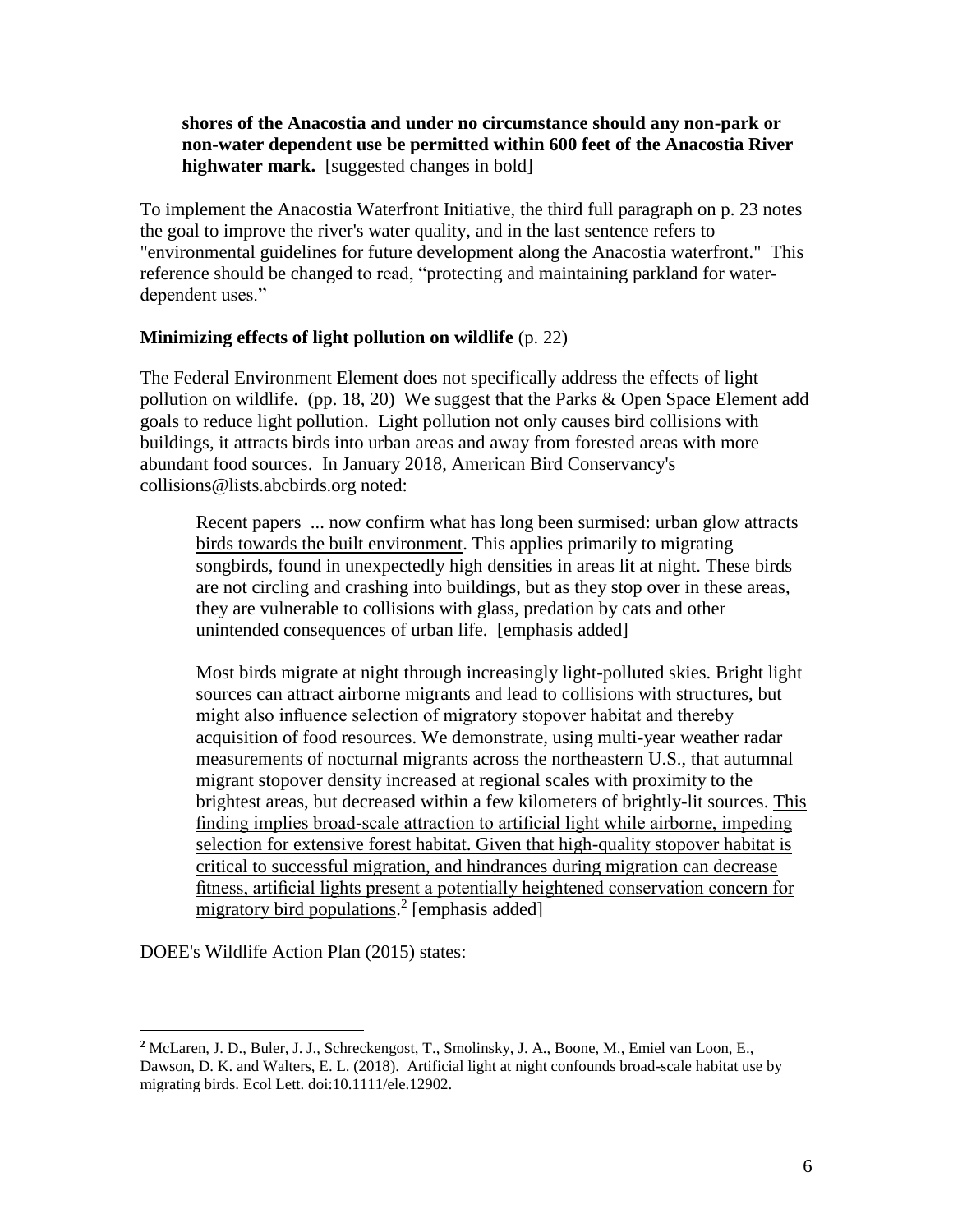> **shores of the Anacostia and under no circumstance should any non-park or non-water dependent use be permitted within 600 feet of the Anacostia River highwater mark.** [suggested changes in bold]

To implement the Anacostia Waterfront Initiative, the third full paragraph on p. 23 notes the goal to improve the river's water quality, and in the last sentence refers to "environmental guidelines for future development along the Anacostia waterfront." This reference should be changed to read, "protecting and maintaining parkland for water-dependent uses."

**Minimizing effects of light pollution on wildlife** (p. 22)

The Federal Environment Element does not specifically address the effects of light pollution on wildlife. (pp. 18, 20) We suggest that the Parks & Open Space Element add goals to reduce light pollution. Light pollution not only causes bird collisions with buildings, it attracts birds into urban areas and away from forested areas with more abundant food sources. In January 2018, American Bird Conservancy's collisions@lists.abcbirds.org noted:

> Recent papers ... now confirm what has long been surmised: <u>urban glow attracts birds towards the built environment</u>. This applies primarily to migrating songbirds, found in unexpectedly high densities in areas lit at night. These birds are not circling and crashing into buildings, but as they stop over in these areas, they are vulnerable to collisions with glass, predation by cats and other unintended consequences of urban life. [emphasis added]
>
> Most birds migrate at night through increasingly light-polluted skies. Bright light sources can attract airborne migrants and lead to collisions with structures, but might also influence selection of migratory stopover habitat and thereby acquisition of food resources. We demonstrate, using multi-year weather radar measurements of nocturnal migrants across the northeastern U.S., that autumnal migrant stopover density increased at regional scales with proximity to the brightest areas, but decreased within a few kilometers of brightly-lit sources. <u>This finding implies broad-scale attraction to artificial light while airborne, impeding selection for extensive forest habitat. Given that high-quality stopover habitat is critical to successful migration, and hindrances during migration can decrease fitness, artificial lights present a potentially heightened conservation concern for migratory bird populations</u>.[2] [emphasis added]

DOEE's Wildlife Action Plan (2015) states:

---

[2] McLaren, J. D., Buler, J. J., Schreckengost, T., Smolinsky, J. A., Boone, M., Emiel van Loon, E., Dawson, D. K. and Walters, E. L. (2018). Artificial light at night confounds broad-scale habitat use by migrating birds. Ecol Lett. doi:10.1111/ele.12902.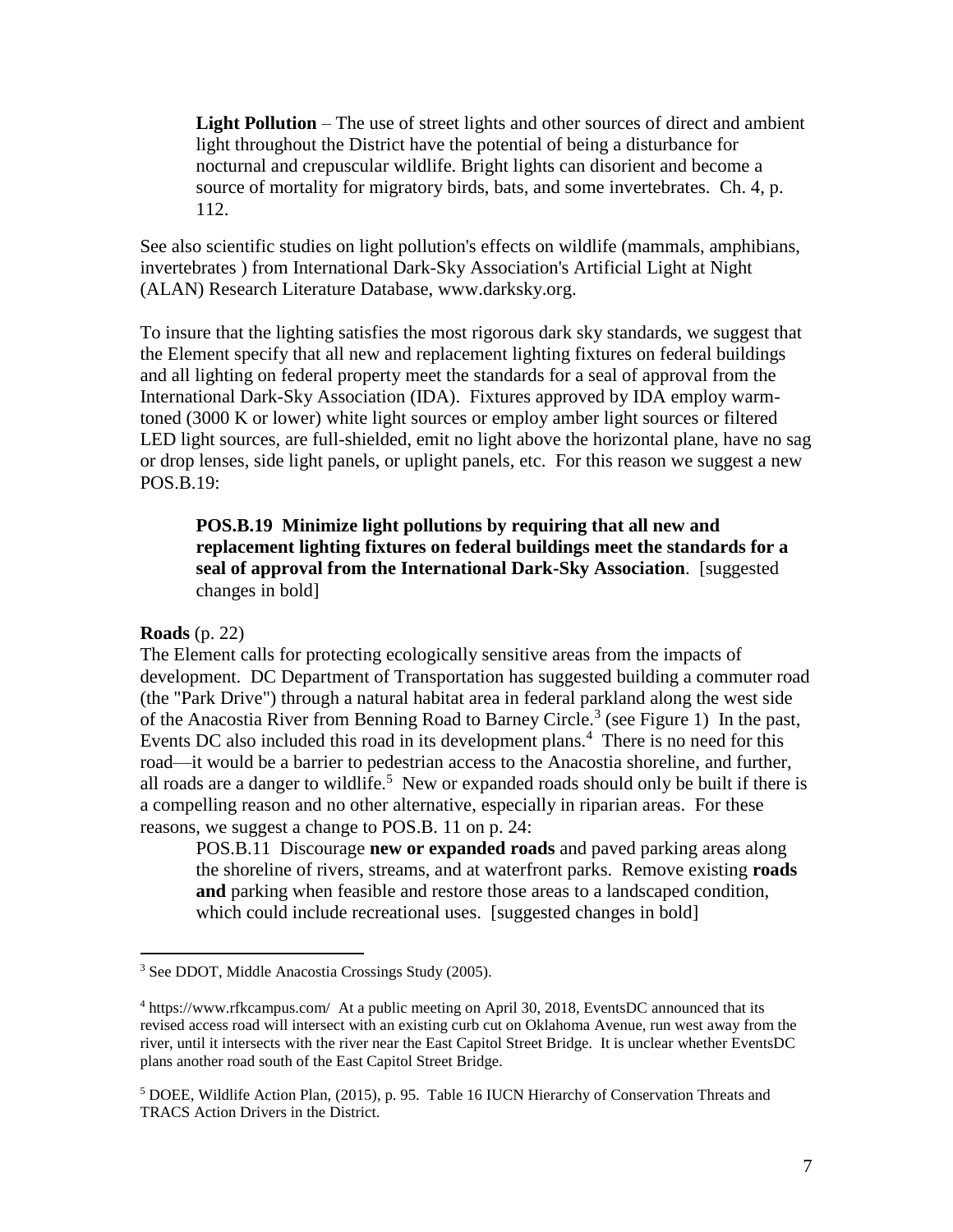> **Light Pollution** – The use of street lights and other sources of direct and ambient light throughout the District have the potential of being a disturbance for nocturnal and crepuscular wildlife. Bright lights can disorient and become a source of mortality for migratory birds, bats, and some invertebrates. Ch. 4, p. 112.

See also scientific studies on light pollution's effects on wildlife (mammals, amphibians, invertebrates ) from International Dark-Sky Association's Artificial Light at Night (ALAN) Research Literature Database, www.darksky.org.

To insure that the lighting satisfies the most rigorous dark sky standards, we suggest that the Element specify that all new and replacement lighting fixtures on federal buildings and all lighting on federal property meet the standards for a seal of approval from the International Dark-Sky Association (IDA). Fixtures approved by IDA employ warm-toned (3000 K or lower) white light sources or employ amber light sources or filtered LED light sources, are full-shielded, emit no light above the horizontal plane, have no sag or drop lenses, side light panels, or uplight panels, etc. For this reason we suggest a new POS.B.19:

> **POS.B.19 Minimize light pollutions by requiring that all new and replacement lighting fixtures on federal buildings meet the standards for a seal of approval from the International Dark-Sky Association**. [suggested changes in bold]

**Roads** (p. 22)

The Element calls for protecting ecologically sensitive areas from the impacts of development. DC Department of Transportation has suggested building a commuter road (the "Park Drive") through a natural habitat area in federal parkland along the west side of the Anacostia River from Benning Road to Barney Circle.[3] (see Figure 1) In the past, Events DC also included this road in its development plans.[4] There is no need for this road—it would be a barrier to pedestrian access to the Anacostia shoreline, and further, all roads are a danger to wildlife.[5] New or expanded roads should only be built if there is a compelling reason and no other alternative, especially in riparian areas. For these reasons, we suggest a change to POS.B. 11 on p. 24:

> POS.B.11 Discourage **new or expanded roads** and paved parking areas along the shoreline of rivers, streams, and at waterfront parks. Remove existing **roads and** parking when feasible and restore those areas to a landscaped condition, which could include recreational uses. [suggested changes in bold]

---

[3] See DDOT, Middle Anacostia Crossings Study (2005).

[4] https://www.rfkcampus.com/ At a public meeting on April 30, 2018, EventsDC announced that its revised access road will intersect with an existing curb cut on Oklahoma Avenue, run west away from the river, until it intersects with the river near the East Capitol Street Bridge. It is unclear whether EventsDC plans another road south of the East Capitol Street Bridge.

[5] DOEE, Wildlife Action Plan, (2015), p. 95. Table 16 IUCN Hierarchy of Conservation Threats and TRACS Action Drivers in the District.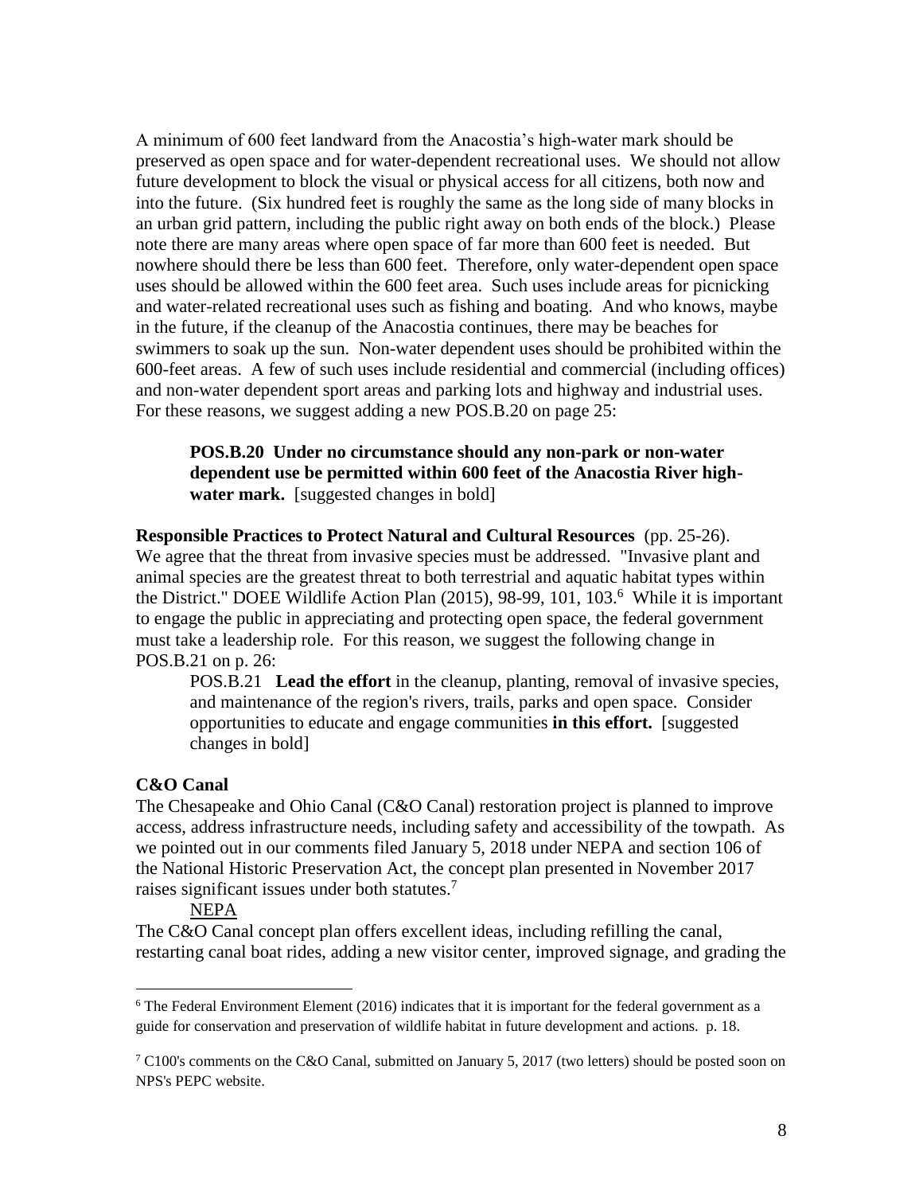A minimum of 600 feet landward from the Anacostia's high-water mark should be preserved as open space and for water-dependent recreational uses. We should not allow future development to block the visual or physical access for all citizens, both now and into the future. (Six hundred feet is roughly the same as the long side of many blocks in an urban grid pattern, including the public right away on both ends of the block.) Please note there are many areas where open space of far more than 600 feet is needed. But nowhere should there be less than 600 feet. Therefore, only water-dependent open space uses should be allowed within the 600 feet area. Such uses include areas for picnicking and water-related recreational uses such as fishing and boating. And who knows, maybe in the future, if the cleanup of the Anacostia continues, there may be beaches for swimmers to soak up the sun. Non-water dependent uses should be prohibited within the 600-feet areas. A few of such uses include residential and commercial (including offices) and non-water dependent sport areas and parking lots and highway and industrial uses. For these reasons, we suggest adding a new POS.B.20 on page 25:

> **POS.B.20 Under no circumstance should any non-park or non-water dependent use be permitted within 600 feet of the Anacostia River high-water mark.** [suggested changes in bold]

**Responsible Practices to Protect Natural and Cultural Resources** (pp. 25-26). We agree that the threat from invasive species must be addressed. "Invasive plant and animal species are the greatest threat to both terrestrial and aquatic habitat types within the District." DOEE Wildlife Action Plan (2015), 98-99, 101, 103.[6] While it is important to engage the public in appreciating and protecting open space, the federal government must take a leadership role. For this reason, we suggest the following change in POS.B.21 on p. 26:

> POS.B.21 **Lead the effort** in the cleanup, planting, removal of invasive species, and maintenance of the region's rivers, trails, parks and open space. Consider opportunities to educate and engage communities **in this effort.** [suggested changes in bold]

**C&O Canal**

The Chesapeake and Ohio Canal (C&O Canal) restoration project is planned to improve access, address infrastructure needs, including safety and accessibility of the towpath. As we pointed out in our comments filed January 5, 2018 under NEPA and section 106 of the National Historic Preservation Act, the concept plan presented in November 2017 raises significant issues under both statutes.[7]

NEPA

The C&O Canal concept plan offers excellent ideas, including refilling the canal, restarting canal boat rides, adding a new visitor center, improved signage, and grading the

---

[6] The Federal Environment Element (2016) indicates that it is important for the federal government as a guide for conservation and preservation of wildlife habitat in future development and actions. p. 18.

[7] C100's comments on the C&O Canal, submitted on January 5, 2017 (two letters) should be posted soon on NPS's PEPC website.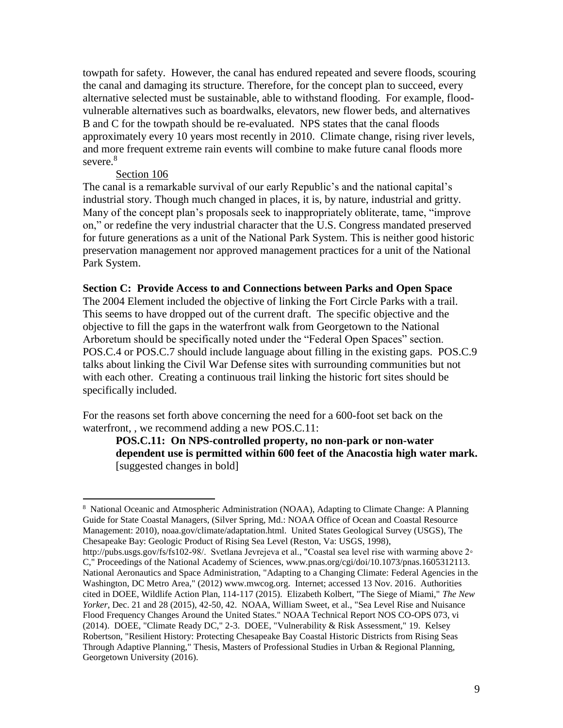towpath for safety. However, the canal has endured repeated and severe floods, scouring the canal and damaging its structure. Therefore, for the concept plan to succeed, every alternative selected must be sustainable, able to withstand flooding. For example, flood-vulnerable alternatives such as boardwalks, elevators, new flower beds, and alternatives B and C for the towpath should be re-evaluated. NPS states that the canal floods approximately every 10 years most recently in 2010. Climate change, rising river levels, and more frequent extreme rain events will combine to make future canal floods more severe.[8]

Section 106

The canal is a remarkable survival of our early Republic's and the national capital's industrial story. Though much changed in places, it is, by nature, industrial and gritty. Many of the concept plan's proposals seek to inappropriately obliterate, tame, "improve on," or redefine the very industrial character that the U.S. Congress mandated preserved for future generations as a unit of the National Park System. This is neither good historic preservation management nor approved management practices for a unit of the National Park System.

**Section C: Provide Access to and Connections between Parks and Open Space**

The 2004 Element included the objective of linking the Fort Circle Parks with a trail. This seems to have dropped out of the current draft. The specific objective and the objective to fill the gaps in the waterfront walk from Georgetown to the National Arboretum should be specifically noted under the "Federal Open Spaces" section. POS.C.4 or POS.C.7 should include language about filling in the existing gaps. POS.C.9 talks about linking the Civil War Defense sites with surrounding communities but not with each other. Creating a continuous trail linking the historic fort sites should be specifically included.

For the reasons set forth above concerning the need for a 600-foot set back on the waterfront, , we recommend adding a new POS.C.11:

> **POS.C.11: On NPS-controlled property, no non-park or non-water dependent use is permitted within 600 feet of the Anacostia high water mark.** [suggested changes in bold]

---

[8] National Oceanic and Atmospheric Administration (NOAA), Adapting to Climate Change: A Planning Guide for State Coastal Managers, (Silver Spring, Md.: NOAA Office of Ocean and Coastal Resource Management: 2010), noaa.gov/climate/adaptation.html. United States Geological Survey (USGS), The Chesapeake Bay: Geologic Product of Rising Sea Level (Reston, Va: USGS, 1998), http://pubs.usgs.gov/fs/fs102-98/. Svetlana Jevrejeva et al., "Coastal sea level rise with warming above 2◦ C," Proceedings of the National Academy of Sciences, www.pnas.org/cgi/doi/10.1073/pnas.1605312113. National Aeronautics and Space Administration, "Adapting to a Changing Climate: Federal Agencies in the Washington, DC Metro Area," (2012) www.mwcog.org. Internet; accessed 13 Nov. 2016. Authorities cited in DOEE, Wildlife Action Plan, 114-117 (2015). Elizabeth Kolbert, "The Siege of Miami," *The New Yorker*, Dec. 21 and 28 (2015), 42-50, 42. NOAA, William Sweet, et al., "Sea Level Rise and Nuisance Flood Frequency Changes Around the United States." NOAA Technical Report NOS CO-OPS 073, vi (2014). DOEE, "Climate Ready DC," 2-3. DOEE, "Vulnerability & Risk Assessment," 19. Kelsey Robertson, "Resilient History: Protecting Chesapeake Bay Coastal Historic Districts from Rising Seas Through Adaptive Planning," Thesis, Masters of Professional Studies in Urban & Regional Planning, Georgetown University (2016).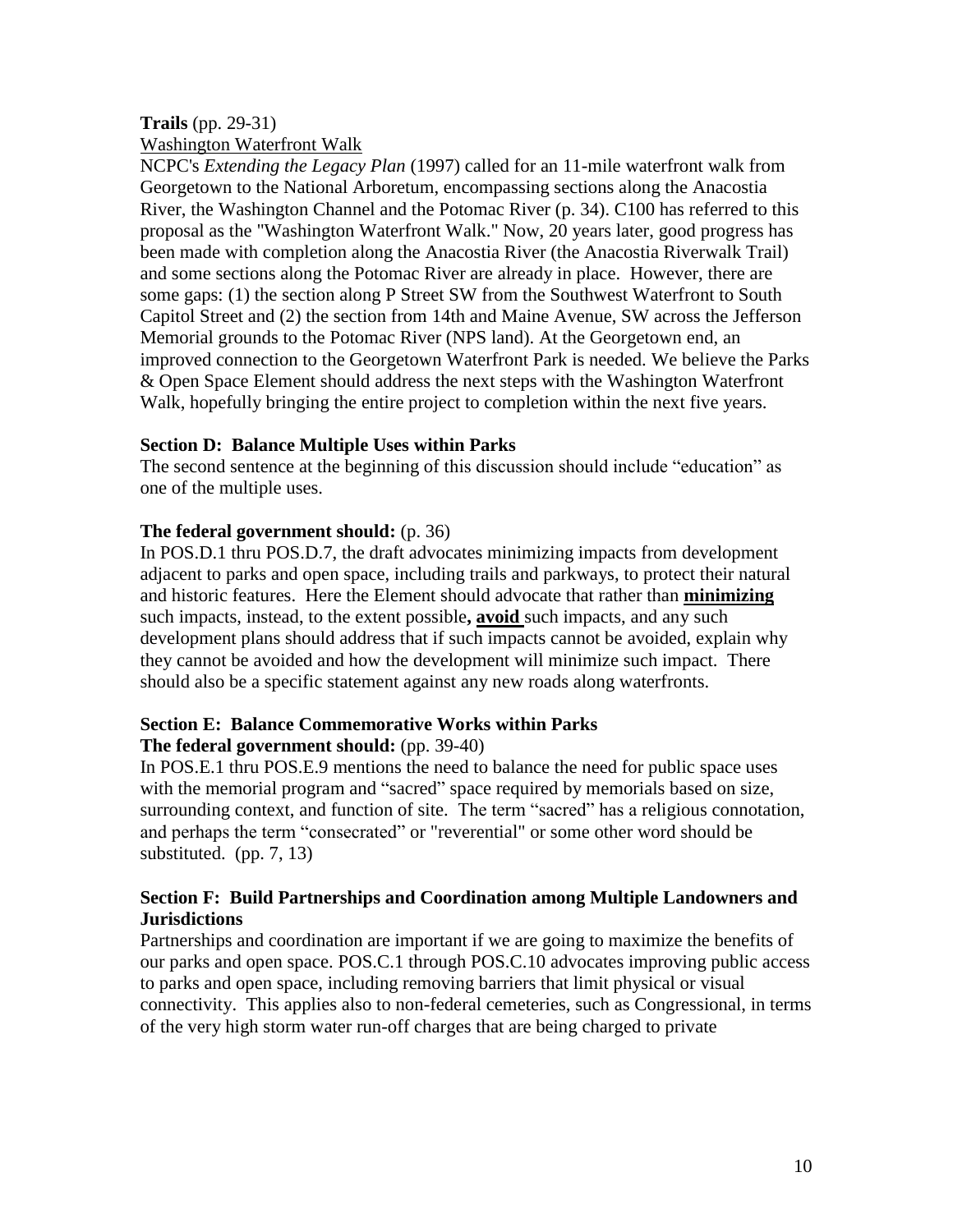**Trails** (pp. 29-31)

Washington Waterfront Walk

NCPC's *Extending the Legacy Plan* (1997) called for an 11-mile waterfront walk from Georgetown to the National Arboretum, encompassing sections along the Anacostia River, the Washington Channel and the Potomac River (p. 34). C100 has referred to this proposal as the "Washington Waterfront Walk." Now, 20 years later, good progress has been made with completion along the Anacostia River (the Anacostia Riverwalk Trail) and some sections along the Potomac River are already in place. However, there are some gaps: (1) the section along P Street SW from the Southwest Waterfront to South Capitol Street and (2) the section from 14th and Maine Avenue, SW across the Jefferson Memorial grounds to the Potomac River (NPS land). At the Georgetown end, an improved connection to the Georgetown Waterfront Park is needed. We believe the Parks & Open Space Element should address the next steps with the Washington Waterfront Walk, hopefully bringing the entire project to completion within the next five years.

**Section D: Balance Multiple Uses within Parks**

The second sentence at the beginning of this discussion should include "education" as one of the multiple uses.

**The federal government should:** (p. 36)

In POS.D.1 thru POS.D.7, the draft advocates minimizing impacts from development adjacent to parks and open space, including trails and parkways, to protect their natural and historic features. Here the Element should advocate that rather than **minimizing** such impacts, instead, to the extent possible**, avoid** such impacts, and any such development plans should address that if such impacts cannot be avoided, explain why they cannot be avoided and how the development will minimize such impact. There should also be a specific statement against any new roads along waterfronts.

**Section E: Balance Commemorative Works within Parks**

**The federal government should:** (pp. 39-40)

In POS.E.1 thru POS.E.9 mentions the need to balance the need for public space uses with the memorial program and "sacred" space required by memorials based on size, surrounding context, and function of site. The term "sacred" has a religious connotation, and perhaps the term "consecrated" or "reverential" or some other word should be substituted. (pp. 7, 13)

**Section F: Build Partnerships and Coordination among Multiple Landowners and Jurisdictions**

Partnerships and coordination are important if we are going to maximize the benefits of our parks and open space. POS.C.1 through POS.C.10 advocates improving public access to parks and open space, including removing barriers that limit physical or visual connectivity. This applies also to non-federal cemeteries, such as Congressional, in terms of the very high storm water run-off charges that are being charged to private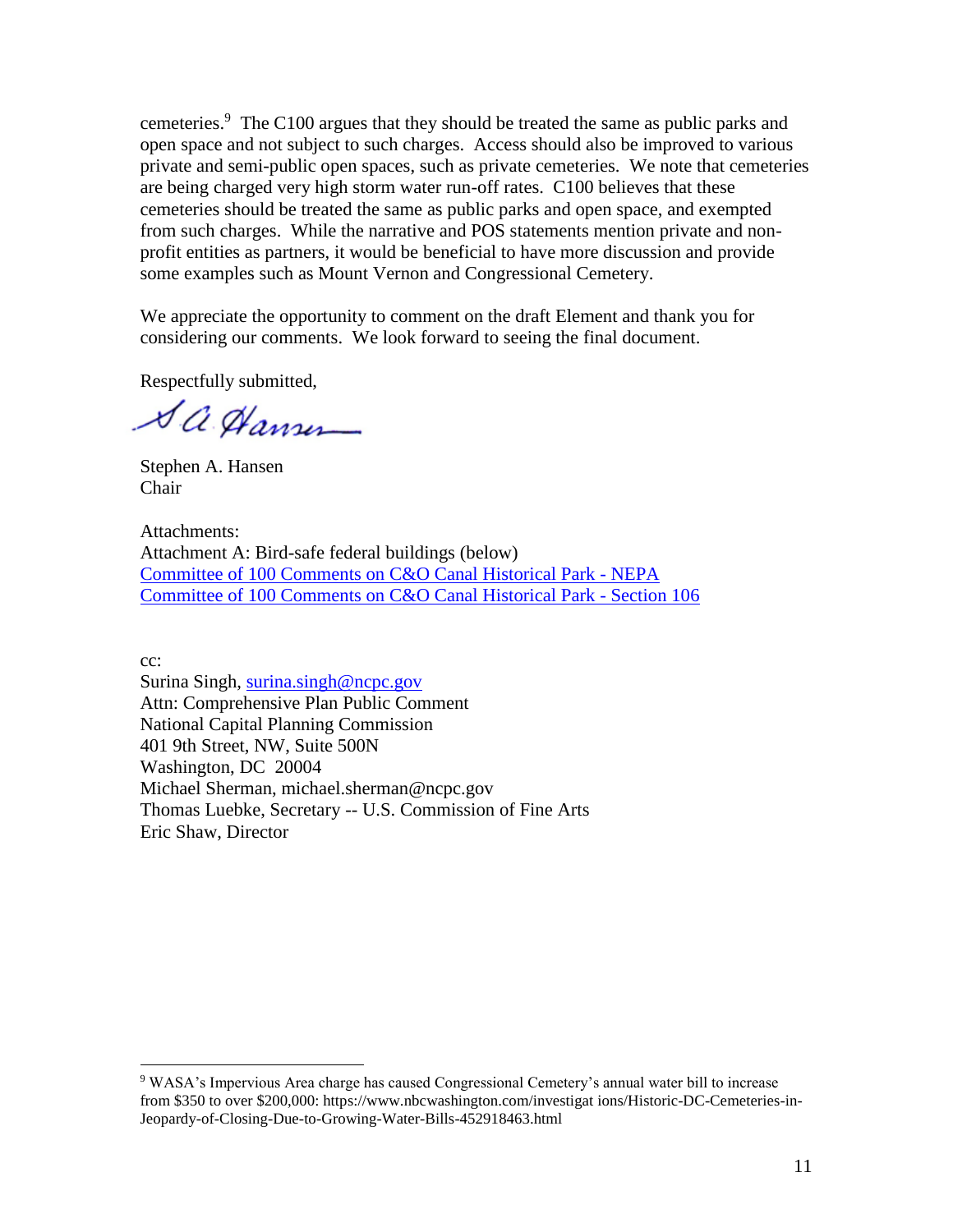cemeteries.[9] The C100 argues that they should be treated the same as public parks and open space and not subject to such charges. Access should also be improved to various private and semi-public open spaces, such as private cemeteries. We note that cemeteries are being charged very high storm water run-off rates. C100 believes that these cemeteries should be treated the same as public parks and open space, and exempted from such charges. While the narrative and POS statements mention private and non-profit entities as partners, it would be beneficial to have more discussion and provide some examples such as Mount Vernon and Congressional Cemetery.

We appreciate the opportunity to comment on the draft Element and thank you for considering our comments. We look forward to seeing the final document.

Respectfully submitted,

S.A. Hansen

Stephen A. Hansen
Chair

Attachments:
Attachment A: Bird-safe federal buildings (below)
Committee of 100 Comments on C&O Canal Historical Park - NEPA
Committee of 100 Comments on C&O Canal Historical Park - Section 106

cc:
Surina Singh, surina.singh@ncpc.gov
Attn: Comprehensive Plan Public Comment
National Capital Planning Commission
401 9th Street, NW, Suite 500N
Washington, DC 20004
Michael Sherman, michael.sherman@ncpc.gov
Thomas Luebke, Secretary -- U.S. Commission of Fine Arts
Eric Shaw, Director

---

[9] WASA's Impervious Area charge has caused Congressional Cemetery's annual water bill to increase from $350 to over $200,000: https://www.nbcwashington.com/investigat ions/Historic-DC-Cemeteries-in-Jeopardy-of-Closing-Due-to-Growing-Water-Bills-452918463.html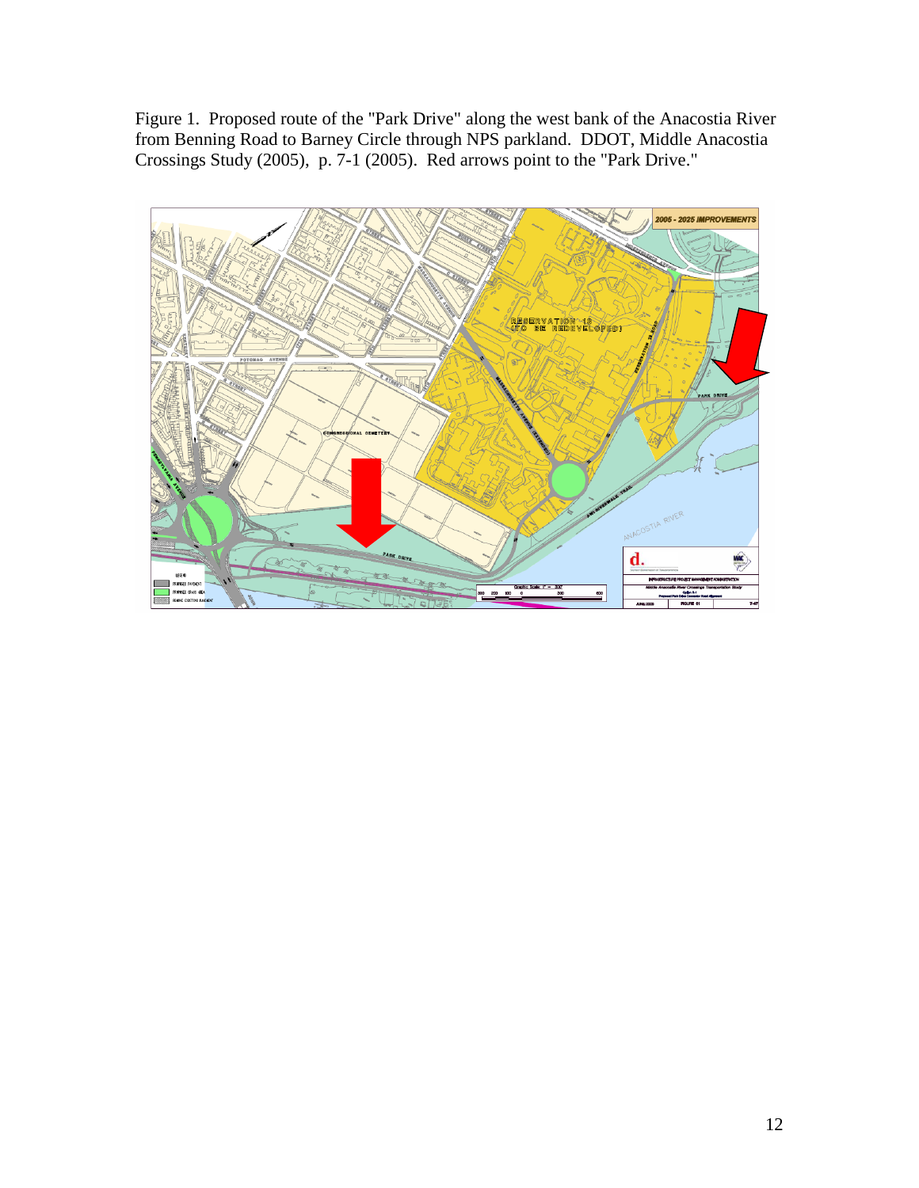Figure 1. Proposed route of the "Park Drive" along the west bank of the Anacostia River from Benning Road to Barney Circle through NPS parkland. DDOT, Middle Anacostia Crossings Study (2005), p. 7-1 (2005). Red arrows point to the "Park Drive."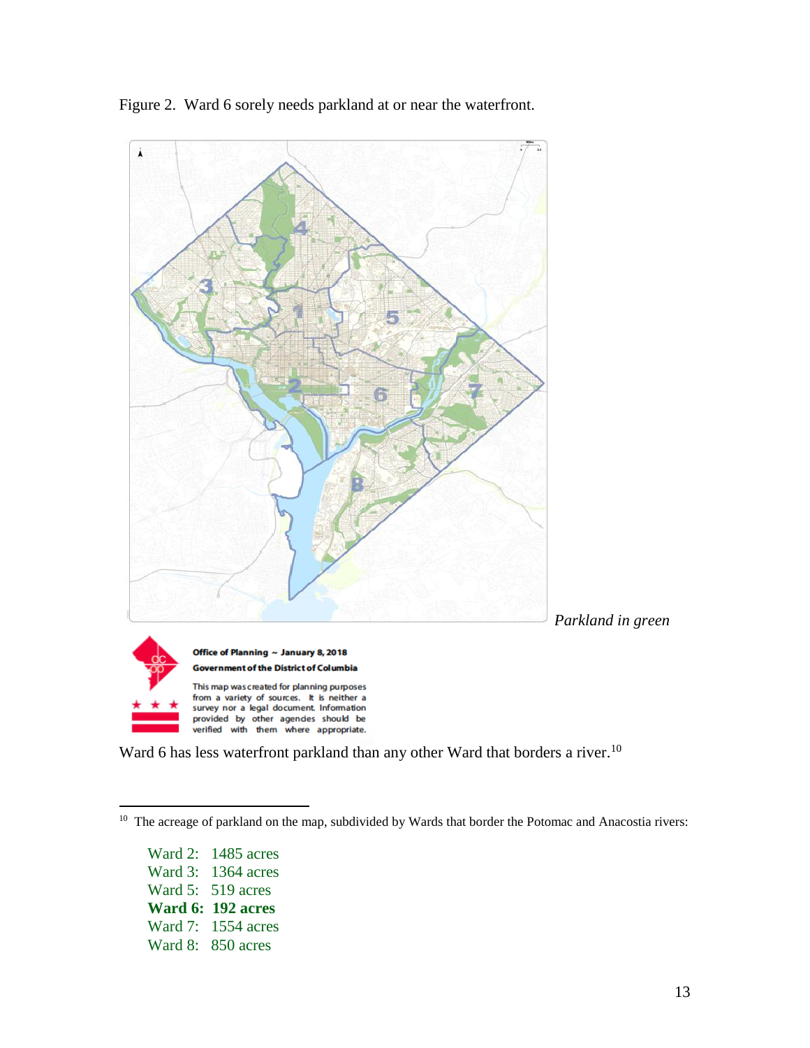Figure 2. Ward 6 sorely needs parkland at or near the waterfront.

*Parkland in green*

**Office of Planning ~ January 8, 2018**

**Government of the District of Columbia**

This map was created for planning purposes from a variety of sources. It is neither a survey nor a legal document. Information provided by other agencies should be verified with them where appropriate.

Ward 6 has less waterfront parkland than any other Ward that borders a river.[10]

---

[10] The acreage of parkland on the map, subdivided by Wards that border the Potomac and Anacostia rivers:

Ward 2: 1485 acres
Ward 3: 1364 acres
Ward 5: 519 acres
**Ward 6: 192 acres**
Ward 7: 1554 acres
Ward 8: 850 acres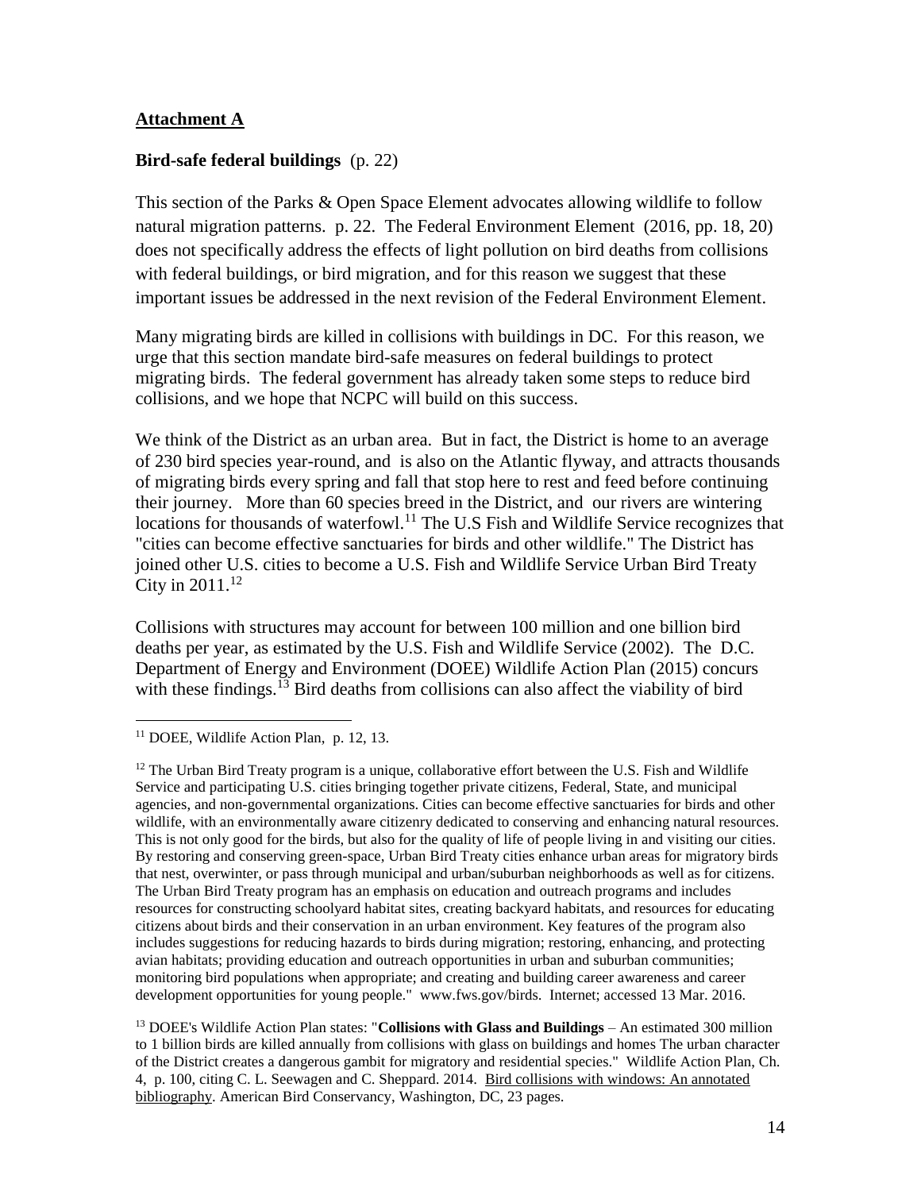**Attachment A**

**Bird-safe federal buildings** (p. 22)

This section of the Parks & Open Space Element advocates allowing wildlife to follow natural migration patterns. p. 22. The Federal Environment Element (2016, pp. 18, 20) does not specifically address the effects of light pollution on bird deaths from collisions with federal buildings, or bird migration, and for this reason we suggest that these important issues be addressed in the next revision of the Federal Environment Element.

Many migrating birds are killed in collisions with buildings in DC. For this reason, we urge that this section mandate bird-safe measures on federal buildings to protect migrating birds. The federal government has already taken some steps to reduce bird collisions, and we hope that NCPC will build on this success.

We think of the District as an urban area. But in fact, the District is home to an average of 230 bird species year-round, and is also on the Atlantic flyway, and attracts thousands of migrating birds every spring and fall that stop here to rest and feed before continuing their journey. More than 60 species breed in the District, and our rivers are wintering locations for thousands of waterfowl.[11] The U.S Fish and Wildlife Service recognizes that "cities can become effective sanctuaries for birds and other wildlife." The District has joined other U.S. cities to become a U.S. Fish and Wildlife Service Urban Bird Treaty City in 2011.[12]

Collisions with structures may account for between 100 million and one billion bird deaths per year, as estimated by the U.S. Fish and Wildlife Service (2002). The D.C. Department of Energy and Environment (DOEE) Wildlife Action Plan (2015) concurs with these findings.[13] Bird deaths from collisions can also affect the viability of bird

---

[11] DOEE, Wildlife Action Plan, p. 12, 13.

[12] The Urban Bird Treaty program is a unique, collaborative effort between the U.S. Fish and Wildlife Service and participating U.S. cities bringing together private citizens, Federal, State, and municipal agencies, and non-governmental organizations. Cities can become effective sanctuaries for birds and other wildlife, with an environmentally aware citizenry dedicated to conserving and enhancing natural resources. This is not only good for the birds, but also for the quality of life of people living in and visiting our cities. By restoring and conserving green-space, Urban Bird Treaty cities enhance urban areas for migratory birds that nest, overwinter, or pass through municipal and urban/suburban neighborhoods as well as for citizens. The Urban Bird Treaty program has an emphasis on education and outreach programs and includes resources for constructing schoolyard habitat sites, creating backyard habitats, and resources for educating citizens about birds and their conservation in an urban environment. Key features of the program also includes suggestions for reducing hazards to birds during migration; restoring, enhancing, and protecting avian habitats; providing education and outreach opportunities in urban and suburban communities; monitoring bird populations when appropriate; and creating and building career awareness and career development opportunities for young people." www.fws.gov/birds. Internet; accessed 13 Mar. 2016.

[13] DOEE's Wildlife Action Plan states: "**Collisions with Glass and Buildings** – An estimated 300 million to 1 billion birds are killed annually from collisions with glass on buildings and homes The urban character of the District creates a dangerous gambit for migratory and residential species." Wildlife Action Plan, Ch. 4, p. 100, citing C. L. Seewagen and C. Sheppard. 2014. Bird collisions with windows: An annotated bibliography. American Bird Conservancy, Washington, DC, 23 pages.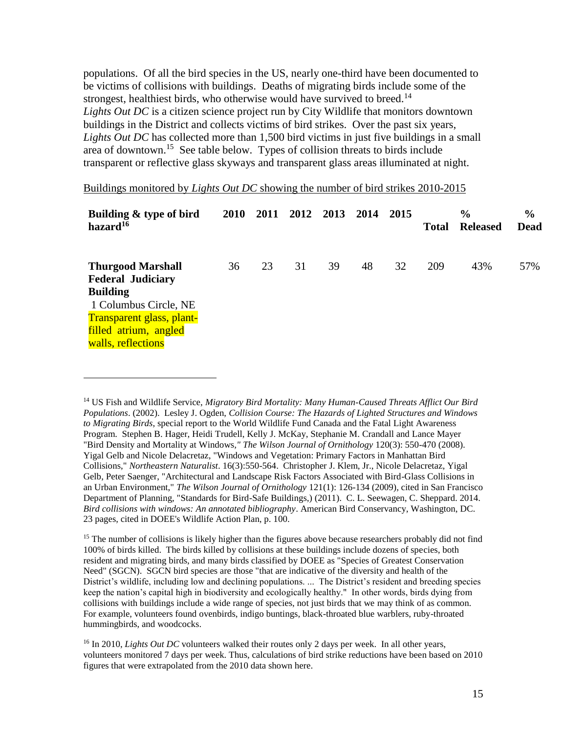populations. Of all the bird species in the US, nearly one-third have been documented to be victims of collisions with buildings. Deaths of migrating birds include some of the strongest, healthiest birds, who otherwise would have survived to breed.[14]

*Lights Out DC* is a citizen science project run by City Wildlife that monitors downtown buildings in the District and collects victims of bird strikes. Over the past six years, *Lights Out DC* has collected more than 1,500 bird victims in just five buildings in a small area of downtown.[15] See table below. Types of collision threats to birds include transparent or reflective glass skyways and transparent glass areas illuminated at night.

Buildings monitored by *Lights Out DC* showing the number of bird strikes 2010-2015

| Building & type of bird hazard[16] | 2010 | 2011 | 2012 | 2013 | 2014 | 2015 | Total | % Released | % Dead |
|---|---|---|---|---|---|---|---|---|---|
| **Thurgood Marshall Federal Judiciary Building** 1 Columbus Circle, NE Transparent glass, plant-filled atrium, angled walls, reflections | 36 | 23 | 31 | 39 | 48 | 32 | 209 | 43% | 57% |

[14] US Fish and Wildlife Service, *Migratory Bird Mortality: Many Human-Caused Threats Afflict Our Bird Populations*. (2002). Lesley J. Ogden, *Collision Course: The Hazards of Lighted Structures and Windows to Migrating Birds*, special report to the World Wildlife Fund Canada and the Fatal Light Awareness Program. Stephen B. Hager, Heidi Trudell, Kelly J. McKay, Stephanie M. Crandall and Lance Mayer "Bird Density and Mortality at Windows," *The Wilson Journal of Ornithology* 120(3): 550-470 (2008). Yigal Gelb and Nicole Delacretaz, "Windows and Vegetation: Primary Factors in Manhattan Bird Collisions," *Northeastern Naturalist*. 16(3):550-564. Christopher J. Klem, Jr., Nicole Delacretaz, Yigal Gelb, Peter Saenger, "Architectural and Landscape Risk Factors Associated with Bird-Glass Collisions in an Urban Environment," *The Wilson Journal of Ornithology* 121(1): 126-134 (2009), cited in San Francisco Department of Planning, "Standards for Bird-Safe Buildings,) (2011). C. L. Seewagen, C. Sheppard. 2014. *Bird collisions with windows: An annotated bibliography*. American Bird Conservancy, Washington, DC. 23 pages, cited in DOEE's Wildlife Action Plan, p. 100.

[15] The number of collisions is likely higher than the figures above because researchers probably did not find 100% of birds killed. The birds killed by collisions at these buildings include dozens of species, both resident and migrating birds, and many birds classified by DOEE as "Species of Greatest Conservation Need" (SGCN). SGCN bird species are those "that are indicative of the diversity and health of the District's wildlife, including low and declining populations. ... The District's resident and breeding species keep the nation's capital high in biodiversity and ecologically healthy." In other words, birds dying from collisions with buildings include a wide range of species, not just birds that we may think of as common. For example, volunteers found ovenbirds, indigo buntings, black-throated blue warblers, ruby-throated hummingbirds, and woodcocks.

[16] In 2010, *Lights Out DC* volunteers walked their routes only 2 days per week. In all other years, volunteers monitored 7 days per week. Thus, calculations of bird strike reductions have been based on 2010 figures that were extrapolated from the 2010 data shown here.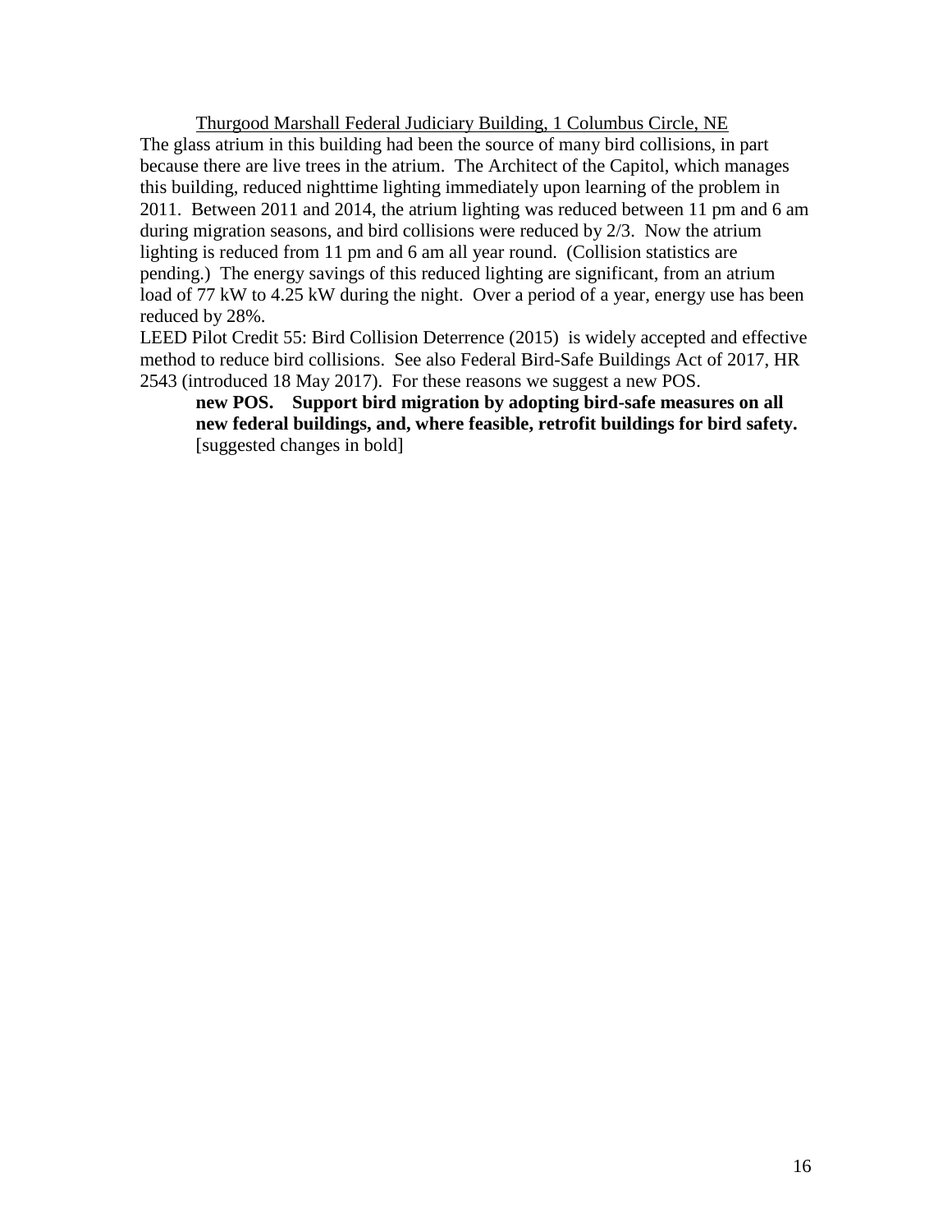<u>Thurgood Marshall Federal Judiciary Building, 1 Columbus Circle, NE</u>

The glass atrium in this building had been the source of many bird collisions, in part because there are live trees in the atrium. The Architect of the Capitol, which manages this building, reduced nighttime lighting immediately upon learning of the problem in 2011. Between 2011 and 2014, the atrium lighting was reduced between 11 pm and 6 am during migration seasons, and bird collisions were reduced by 2/3. Now the atrium lighting is reduced from 11 pm and 6 am all year round. (Collision statistics are pending.) The energy savings of this reduced lighting are significant, from an atrium load of 77 kW to 4.25 kW during the night. Over a period of a year, energy use has been reduced by 28%.

LEED Pilot Credit 55: Bird Collision Deterrence (2015) is widely accepted and effective method to reduce bird collisions. See also Federal Bird-Safe Buildings Act of 2017, HR 2543 (introduced 18 May 2017). For these reasons we suggest a new POS.

> **new POS. Support bird migration by adopting bird-safe measures on all new federal buildings, and, where feasible, retrofit buildings for bird safety.**
> [suggested changes in bold]